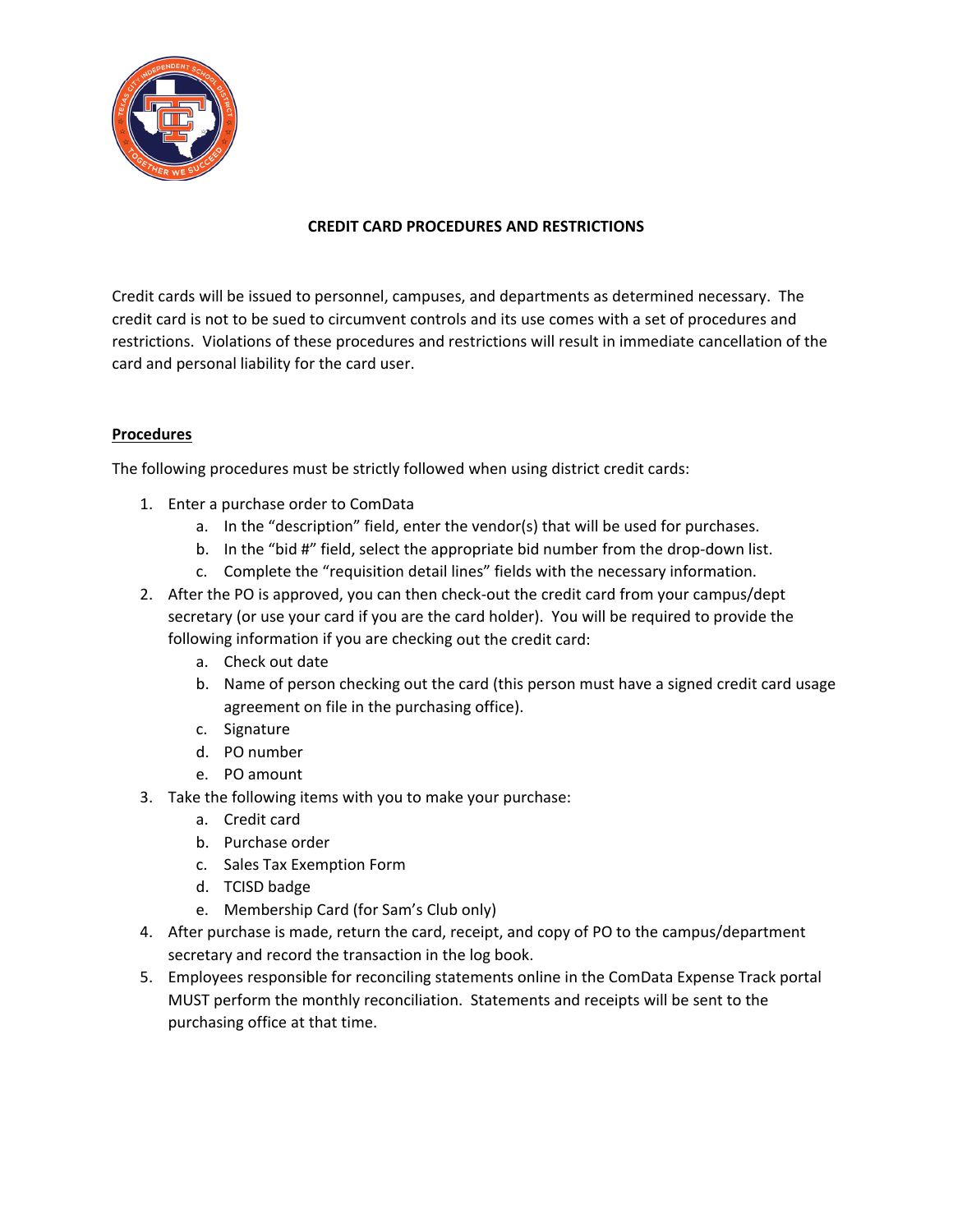# CREDIT CARD PROCEDURES AND RESTRICTIONS

Credit cards will be issued to personnel, campuses, and departments as determined necessary. The credit card is not to be sued to circumvent controls and its use comes with a set of procedures and restrictions. Violations of these procedures and restrictions will result in immediate cancellation of the card and personal liability for the card user.

## Procedures

The following procedures must be strictly followed when using district credit cards:

1. Enter a purchase order to ComData
   a. In the "description" field, enter the vendor(s) that will be used for purchases.
   b. In the "bid #" field, select the appropriate bid number from the drop-down list.
   c. Complete the "requisition detail lines" fields with the necessary information.
2. After the PO is approved, you can then check-out the credit card from your campus/dept secretary (or use your card if you are the card holder). You will be required to provide the following information if you are checking out the credit card:
   a. Check out date
   b. Name of person checking out the card (this person must have a signed credit card usage agreement on file in the purchasing office).
   c. Signature
   d. PO number
   e. PO amount
3. Take the following items with you to make your purchase:
   a. Credit card
   b. Purchase order
   c. Sales Tax Exemption Form
   d. TCISD badge
   e. Membership Card (for Sam's Club only)
4. After purchase is made, return the card, receipt, and copy of PO to the campus/department secretary and record the transaction in the log book.
5. Employees responsible for reconciling statements online in the ComData Expense Track portal MUST perform the monthly reconciliation. Statements and receipts will be sent to the purchasing office at that time.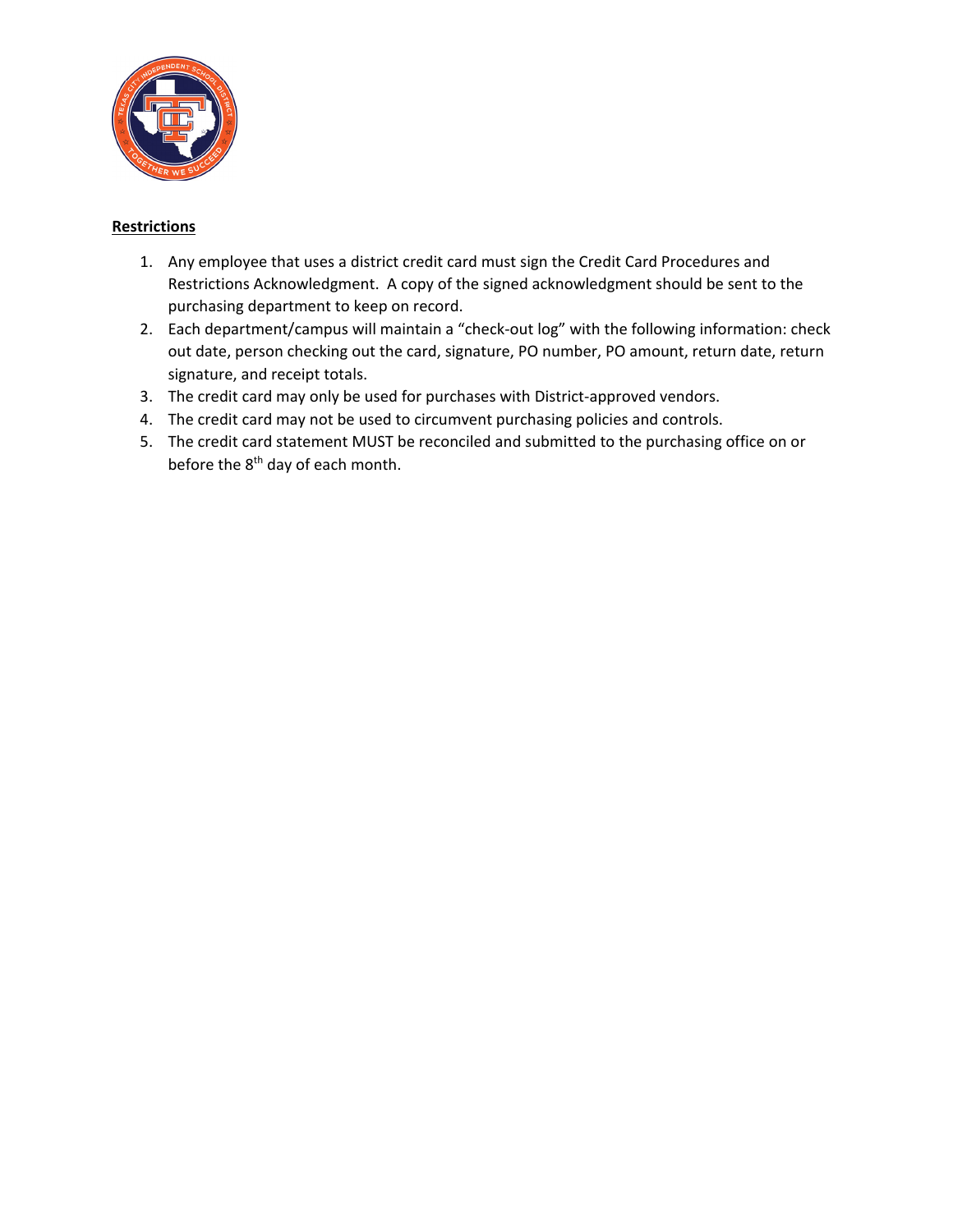**Restrictions**

1. Any employee that uses a district credit card must sign the Credit Card Procedures and Restrictions Acknowledgment. A copy of the signed acknowledgment should be sent to the purchasing department to keep on record.
2. Each department/campus will maintain a "check-out log" with the following information: check out date, person checking out the card, signature, PO number, PO amount, return date, return signature, and receipt totals.
3. The credit card may only be used for purchases with District-approved vendors.
4. The credit card may not be used to circumvent purchasing policies and controls.
5. The credit card statement MUST be reconciled and submitted to the purchasing office on or before the 8th day of each month.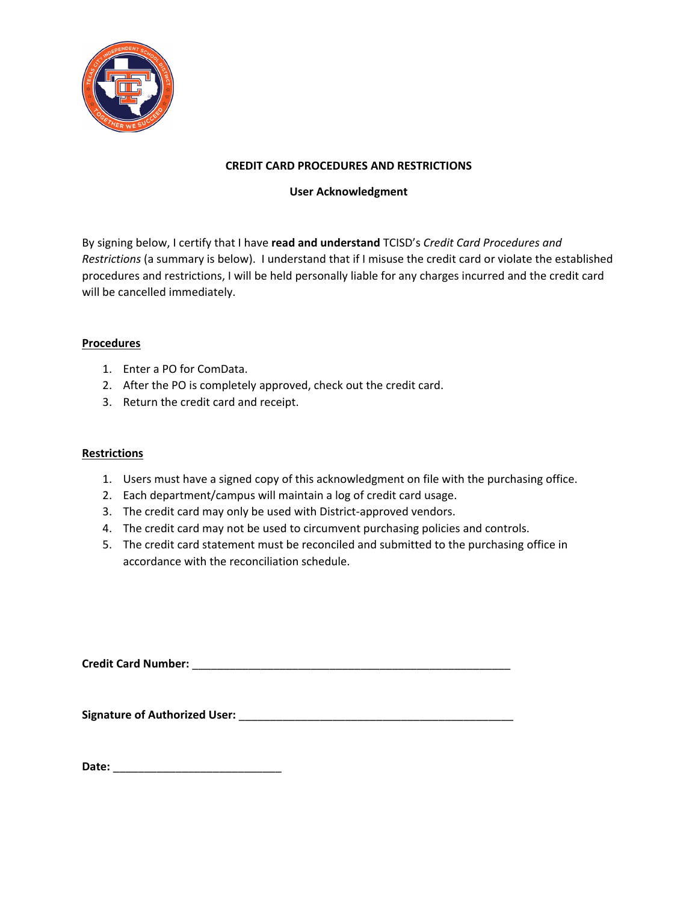**CREDIT CARD PROCEDURES AND RESTRICTIONS**

**User Acknowledgment**

By signing below, I certify that I have **read and understand** TCISD's *Credit Card Procedures and Restrictions* (a summary is below). I understand that if I misuse the credit card or violate the established procedures and restrictions, I will be held personally liable for any charges incurred and the credit card will be cancelled immediately.

**Procedures**

1. Enter a PO for ComData.
2. After the PO is completely approved, check out the credit card.
3. Return the credit card and receipt.

**Restrictions**

1. Users must have a signed copy of this acknowledgment on file with the purchasing office.
2. Each department/campus will maintain a log of credit card usage.
3. The credit card may only be used with District-approved vendors.
4. The credit card may not be used to circumvent purchasing policies and controls.
5. The credit card statement must be reconciled and submitted to the purchasing office in accordance with the reconciliation schedule.

**Credit Card Number:** _____________________________________________________

**Signature of Authorized User:** ______________________________________________

**Date:** ____________________________